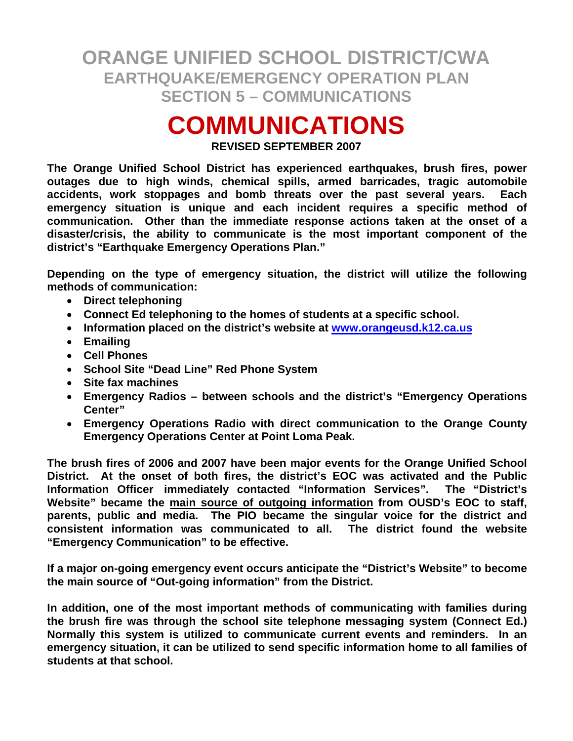# ORANGE UNIFIED SCHOOL DISTRICT/CWA
## EARTHQUAKE/EMERGENCY OPERATION PLAN
## SECTION 5 – COMMUNICATIONS

# COMMUNICATIONS

**REVISED SEPTEMBER 2007**

**The Orange Unified School District has experienced earthquakes, brush fires, power outages due to high winds, chemical spills, armed barricades, tragic automobile accidents, work stoppages and bomb threats over the past several years. Each emergency situation is unique and each incident requires a specific method of communication. Other than the immediate response actions taken at the onset of a disaster/crisis, the ability to communicate is the most important component of the district's "Earthquake Emergency Operations Plan."**

**Depending on the type of emergency situation, the district will utilize the following methods of communication:**

- **Direct telephoning**
- **Connect Ed telephoning to the homes of students at a specific school.**
- **Information placed on the district's website at [www.orangeusd.k12.ca.us](http://www.orangeusd.k12.ca.us)**
- **Emailing**
- **Cell Phones**
- **School Site "Dead Line" Red Phone System**
- **Site fax machines**
- **Emergency Radios – between schools and the district's "Emergency Operations Center"**
- **Emergency Operations Radio with direct communication to the Orange County Emergency Operations Center at Point Loma Peak.**

**The brush fires of 2006 and 2007 have been major events for the Orange Unified School District. At the onset of both fires, the district's EOC was activated and the Public Information Officer immediately contacted "Information Services". The "District's Website" became the <u>main source of outgoing information</u> from OUSD's EOC to staff, parents, public and media. The PIO became the singular voice for the district and consistent information was communicated to all. The district found the website "Emergency Communication" to be effective.**

**If a major on-going emergency event occurs anticipate the "District's Website" to become the main source of "Out-going information" from the District.**

**In addition, one of the most important methods of communicating with families during the brush fire was through the school site telephone messaging system (Connect Ed.) Normally this system is utilized to communicate current events and reminders. In an emergency situation, it can be utilized to send specific information home to all families of students at that school.**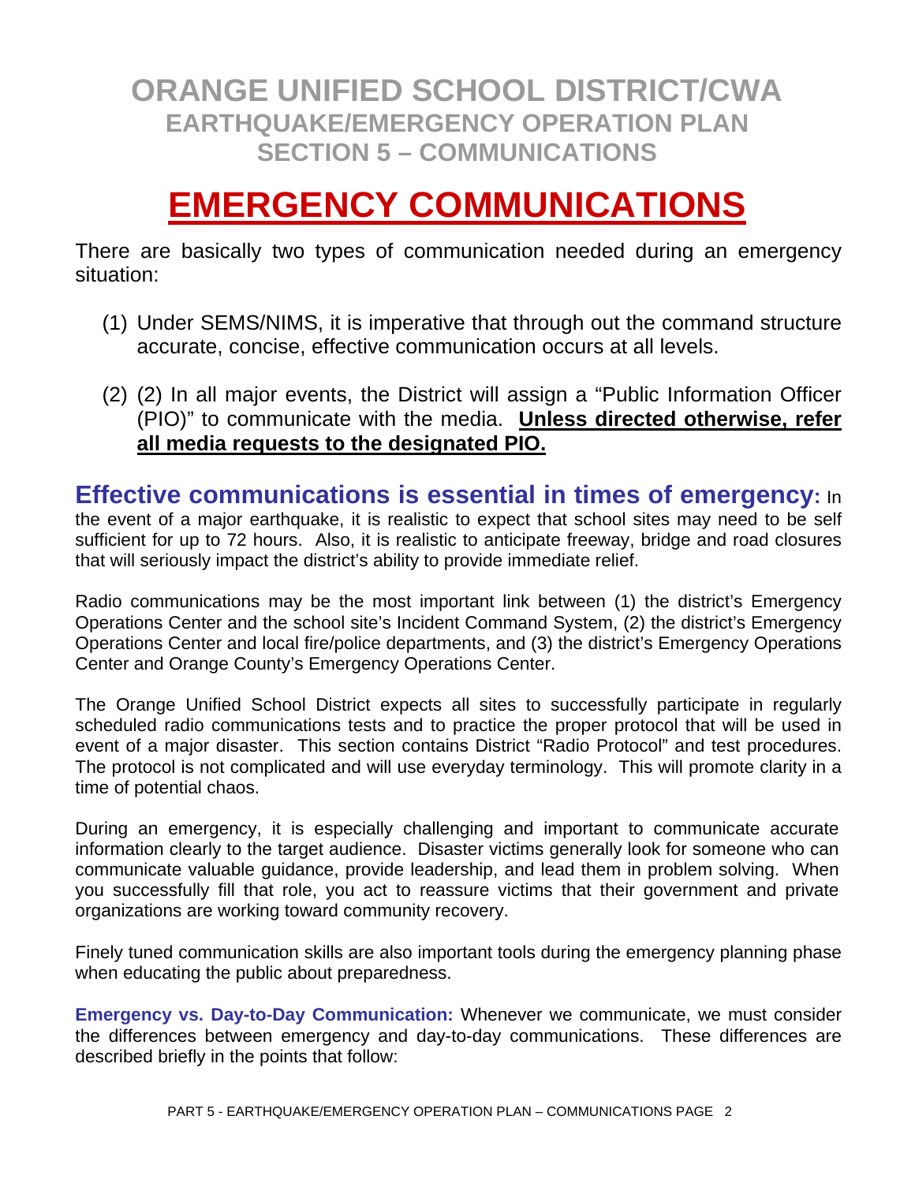# ORANGE UNIFIED SCHOOL DISTRICT/CWA
## EARTHQUAKE/EMERGENCY OPERATION PLAN
## SECTION 5 – COMMUNICATIONS

# EMERGENCY COMMUNICATIONS

There are basically two types of communication needed during an emergency situation:

(1) Under SEMS/NIMS, it is imperative that through out the command structure accurate, concise, effective communication occurs at all levels.

(2) (2) In all major events, the District will assign a "Public Information Officer (PIO)" to communicate with the media. **Unless directed otherwise, refer all media requests to the designated PIO.**

**Effective communications is essential in times of emergency:** In the event of a major earthquake, it is realistic to expect that school sites may need to be self sufficient for up to 72 hours. Also, it is realistic to anticipate freeway, bridge and road closures that will seriously impact the district's ability to provide immediate relief.

Radio communications may be the most important link between (1) the district's Emergency Operations Center and the school site's Incident Command System, (2) the district's Emergency Operations Center and local fire/police departments, and (3) the district's Emergency Operations Center and Orange County's Emergency Operations Center.

The Orange Unified School District expects all sites to successfully participate in regularly scheduled radio communications tests and to practice the proper protocol that will be used in event of a major disaster. This section contains District "Radio Protocol" and test procedures. The protocol is not complicated and will use everyday terminology. This will promote clarity in a time of potential chaos.

During an emergency, it is especially challenging and important to communicate accurate information clearly to the target audience. Disaster victims generally look for someone who can communicate valuable guidance, provide leadership, and lead them in problem solving. When you successfully fill that role, you act to reassure victims that their government and private organizations are working toward community recovery.

Finely tuned communication skills are also important tools during the emergency planning phase when educating the public about preparedness.

**Emergency vs. Day-to-Day Communication:** Whenever we communicate, we must consider the differences between emergency and day-to-day communications. These differences are described briefly in the points that follow: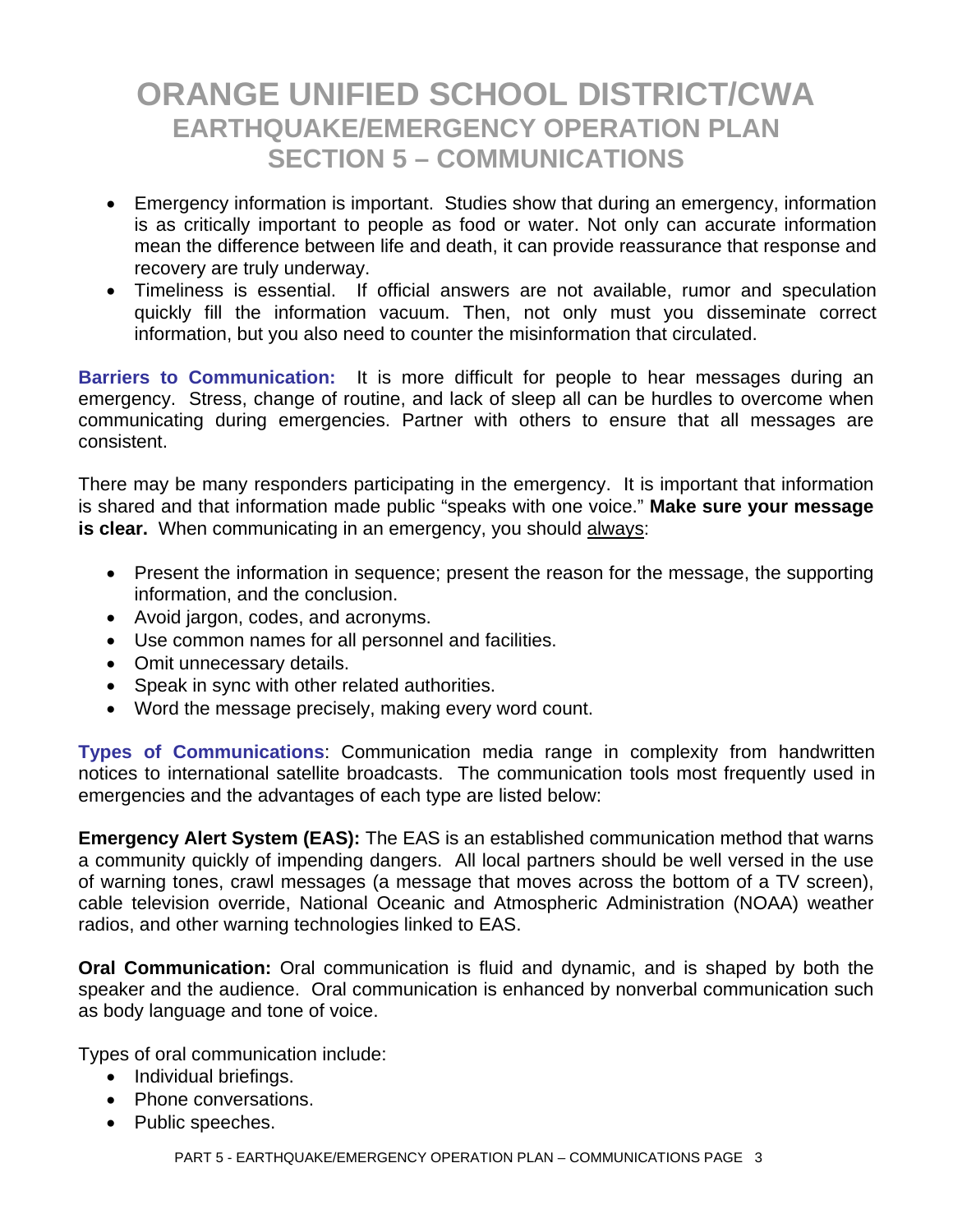# ORANGE UNIFIED SCHOOL DISTRICT/CWA
## EARTHQUAKE/EMERGENCY OPERATION PLAN
## SECTION 5 – COMMUNICATIONS

- Emergency information is important. Studies show that during an emergency, information is as critically important to people as food or water. Not only can accurate information mean the difference between life and death, it can provide reassurance that response and recovery are truly underway.
- Timeliness is essential. If official answers are not available, rumor and speculation quickly fill the information vacuum. Then, not only must you disseminate correct information, but you also need to counter the misinformation that circulated.

**Barriers to Communication:** It is more difficult for people to hear messages during an emergency. Stress, change of routine, and lack of sleep all can be hurdles to overcome when communicating during emergencies. Partner with others to ensure that all messages are consistent.

There may be many responders participating in the emergency. It is important that information is shared and that information made public "speaks with one voice." **Make sure your message is clear.** When communicating in an emergency, you should <u>always</u>:

- Present the information in sequence; present the reason for the message, the supporting information, and the conclusion.
- Avoid jargon, codes, and acronyms.
- Use common names for all personnel and facilities.
- Omit unnecessary details.
- Speak in sync with other related authorities.
- Word the message precisely, making every word count.

**Types of Communications**: Communication media range in complexity from handwritten notices to international satellite broadcasts. The communication tools most frequently used in emergencies and the advantages of each type are listed below:

**Emergency Alert System (EAS):** The EAS is an established communication method that warns a community quickly of impending dangers. All local partners should be well versed in the use of warning tones, crawl messages (a message that moves across the bottom of a TV screen), cable television override, National Oceanic and Atmospheric Administration (NOAA) weather radios, and other warning technologies linked to EAS.

**Oral Communication:** Oral communication is fluid and dynamic, and is shaped by both the speaker and the audience. Oral communication is enhanced by nonverbal communication such as body language and tone of voice.

Types of oral communication include:

- Individual briefings.
- Phone conversations.
- Public speeches.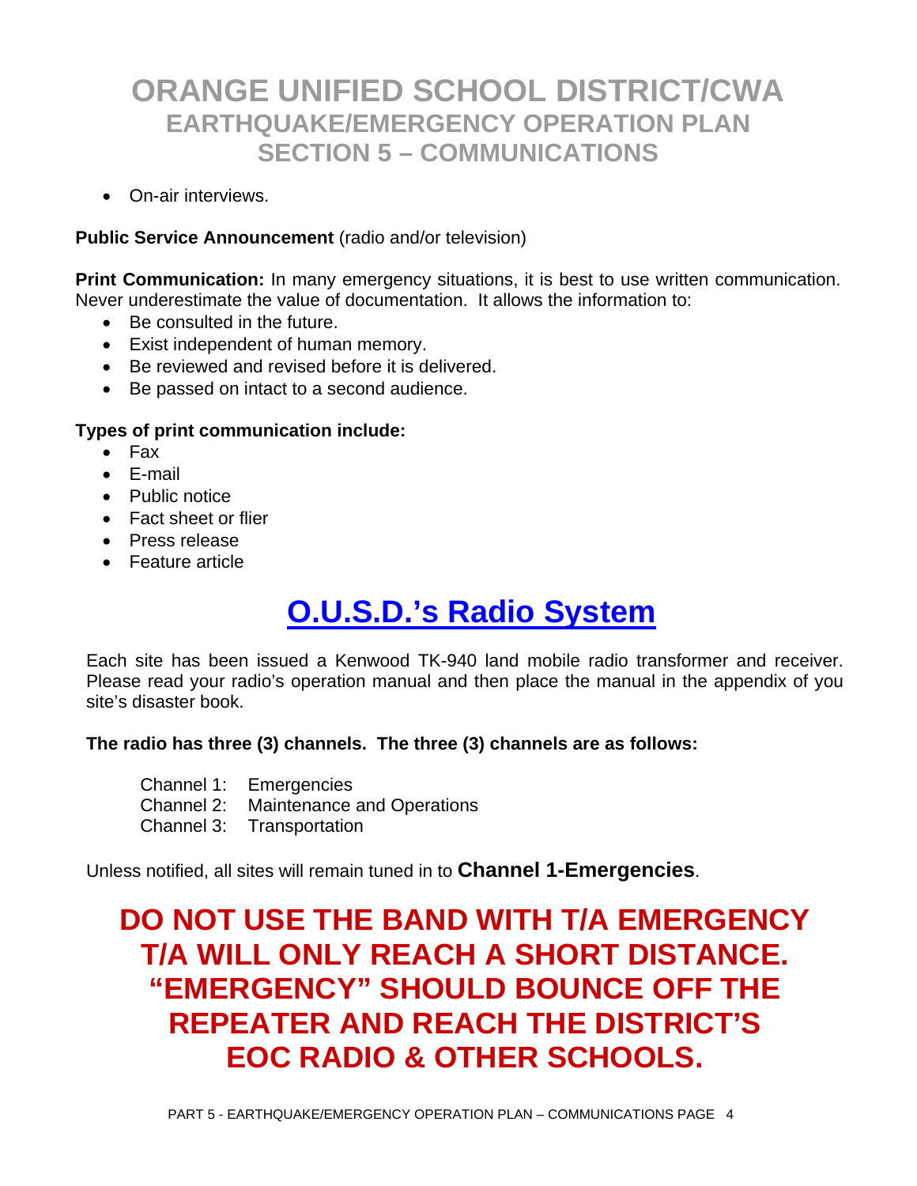- On-air interviews.

**Public Service Announcement** (radio and/or television)

**Print Communication:** In many emergency situations, it is best to use written communication. Never underestimate the value of documentation. It allows the information to:

- Be consulted in the future.
- Exist independent of human memory.
- Be reviewed and revised before it is delivered.
- Be passed on intact to a second audience.

**Types of print communication include:**

- Fax
- E-mail
- Public notice
- Fact sheet or flier
- Press release
- Feature article

## O.U.S.D.'s Radio System

Each site has been issued a Kenwood TK-940 land mobile radio transformer and receiver. Please read your radio's operation manual and then place the manual in the appendix of you site's disaster book.

**The radio has three (3) channels. The three (3) channels are as follows:**

Channel 1: Emergencies
Channel 2: Maintenance and Operations
Channel 3: Transportation

Unless notified, all sites will remain tuned in to **Channel 1-Emergencies**.

**DO NOT USE THE BAND WITH T/A EMERGENCY T/A WILL ONLY REACH A SHORT DISTANCE. "EMERGENCY" SHOULD BOUNCE OFF THE REPEATER AND REACH THE DISTRICT'S EOC RADIO & OTHER SCHOOLS.**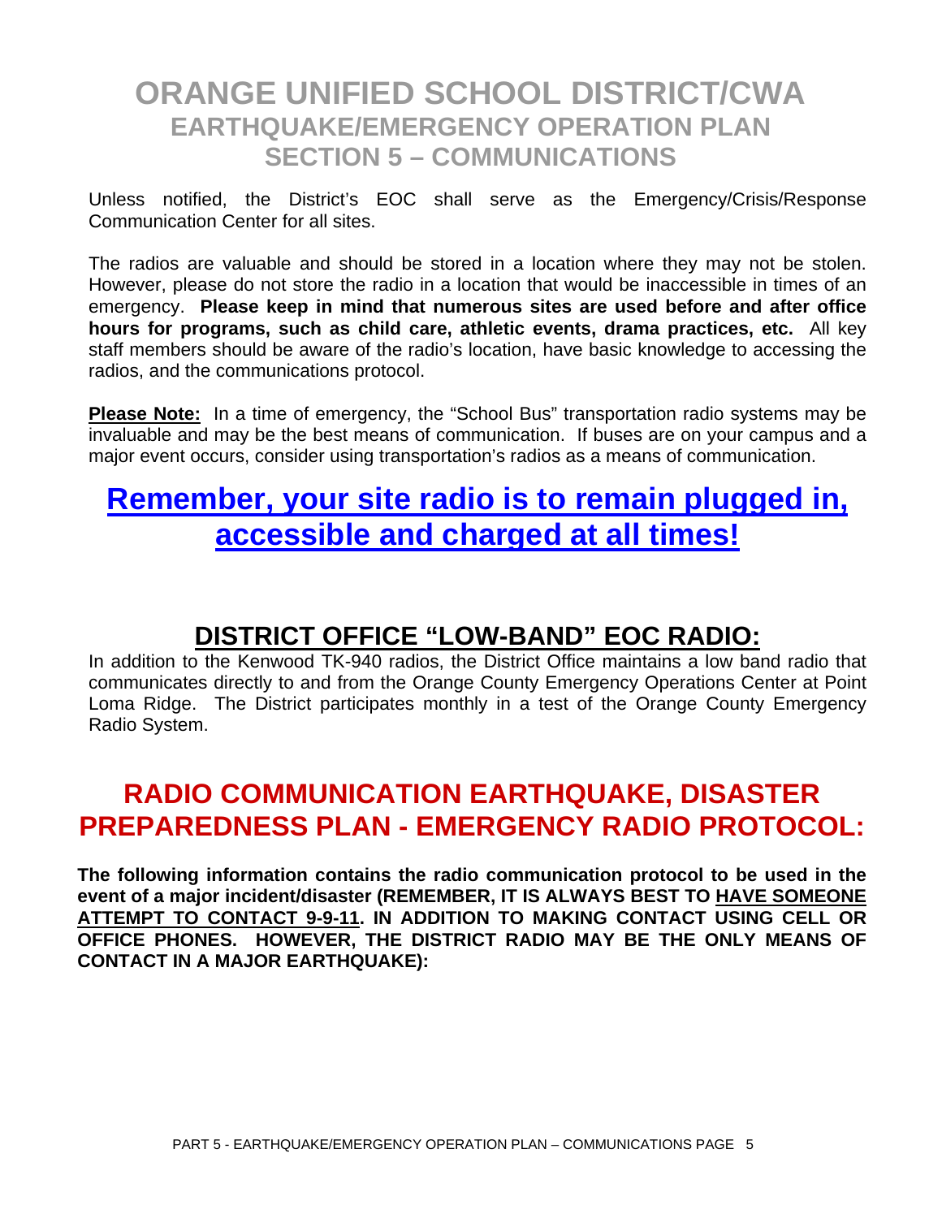# ORANGE UNIFIED SCHOOL DISTRICT/CWA
## EARTHQUAKE/EMERGENCY OPERATION PLAN
## SECTION 5 – COMMUNICATIONS

Unless notified, the District's EOC shall serve as the Emergency/Crisis/Response Communication Center for all sites.

The radios are valuable and should be stored in a location where they may not be stolen. However, please do not store the radio in a location that would be inaccessible in times of an emergency. **Please keep in mind that numerous sites are used before and after office hours for programs, such as child care, athletic events, drama practices, etc.** All key staff members should be aware of the radio's location, have basic knowledge to accessing the radios, and the communications protocol.

<u>**Please Note:**</u> In a time of emergency, the "School Bus" transportation radio systems may be invaluable and may be the best means of communication. If buses are on your campus and a major event occurs, consider using transportation's radios as a means of communication.

## <u>Remember, your site radio is to remain plugged in, accessible and charged at all times!</u>

## <u>DISTRICT OFFICE "LOW-BAND" EOC RADIO:</u>

In addition to the Kenwood TK-940 radios, the District Office maintains a low band radio that communicates directly to and from the Orange County Emergency Operations Center at Point Loma Ridge. The District participates monthly in a test of the Orange County Emergency Radio System.

## RADIO COMMUNICATION EARTHQUAKE, DISASTER PREPAREDNESS PLAN - EMERGENCY RADIO PROTOCOL:

**The following information contains the radio communication protocol to be used in the event of a major incident/disaster (REMEMBER, IT IS ALWAYS BEST TO <u>HAVE SOMEONE ATTEMPT TO CONTACT 9-9-11</u>. IN ADDITION TO MAKING CONTACT USING CELL OR OFFICE PHONES. HOWEVER, THE DISTRICT RADIO MAY BE THE ONLY MEANS OF CONTACT IN A MAJOR EARTHQUAKE):**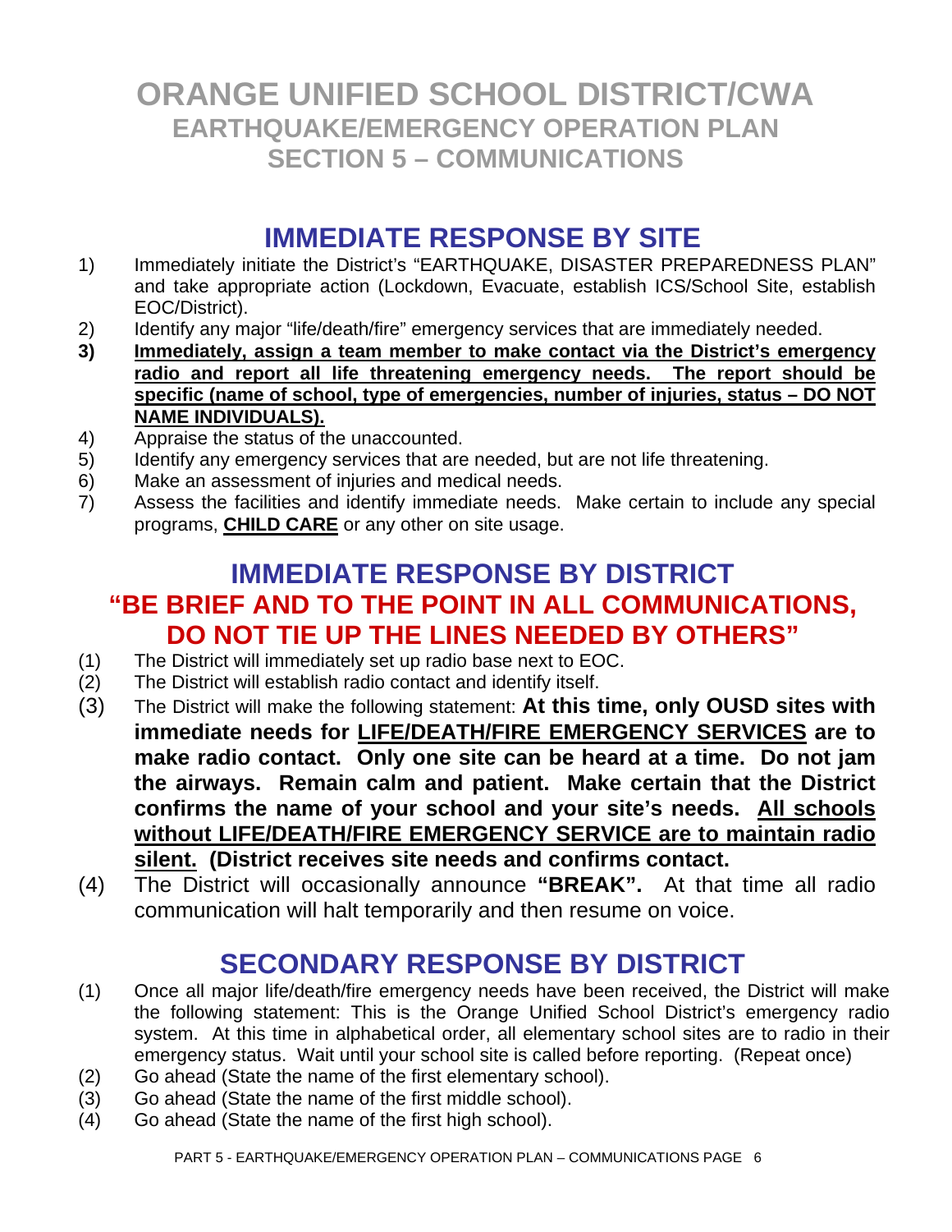# ORANGE UNIFIED SCHOOL DISTRICT/CWA
## EARTHQUAKE/EMERGENCY OPERATION PLAN
## SECTION 5 – COMMUNICATIONS

## IMMEDIATE RESPONSE BY SITE

1) Immediately initiate the District's "EARTHQUAKE, DISASTER PREPAREDNESS PLAN" and take appropriate action (Lockdown, Evacuate, establish ICS/School Site, establish EOC/District).
2) Identify any major "life/death/fire" emergency services that are immediately needed.
3) **<u>Immediately, assign a team member to make contact via the District's emergency radio and report all life threatening emergency needs. The report should be specific (name of school, type of emergencies, number of injuries, status – DO NOT NAME INDIVIDUALS).</u>**
4) Appraise the status of the unaccounted.
5) Identify any emergency services that are needed, but are not life threatening.
6) Make an assessment of injuries and medical needs.
7) Assess the facilities and identify immediate needs. Make certain to include any special programs, **<u>CHILD CARE</u>** or any other on site usage.

## IMMEDIATE RESPONSE BY DISTRICT

## "BE BRIEF AND TO THE POINT IN ALL COMMUNICATIONS, DO NOT TIE UP THE LINES NEEDED BY OTHERS"

(1) The District will immediately set up radio base next to EOC.
(2) The District will establish radio contact and identify itself.
(3) The District will make the following statement: **At this time, only OUSD sites with immediate needs for <u>LIFE/DEATH/FIRE EMERGENCY SERVICES</u> are to make radio contact. Only one site can be heard at a time. Do not jam the airways. Remain calm and patient. Make certain that the District confirms the name of your school and your site's needs. <u>All schools without LIFE/DEATH/FIRE EMERGENCY SERVICE are to maintain radio silent.</u> (District receives site needs and confirms contact.**
(4) The District will occasionally announce **"BREAK".** At that time all radio communication will halt temporarily and then resume on voice.

## SECONDARY RESPONSE BY DISTRICT

(1) Once all major life/death/fire emergency needs have been received, the District will make the following statement: This is the Orange Unified School District's emergency radio system. At this time in alphabetical order, all elementary school sites are to radio in their emergency status. Wait until your school site is called before reporting. (Repeat once)
(2) Go ahead (State the name of the first elementary school).
(3) Go ahead (State the name of the first middle school).
(4) Go ahead (State the name of the first high school).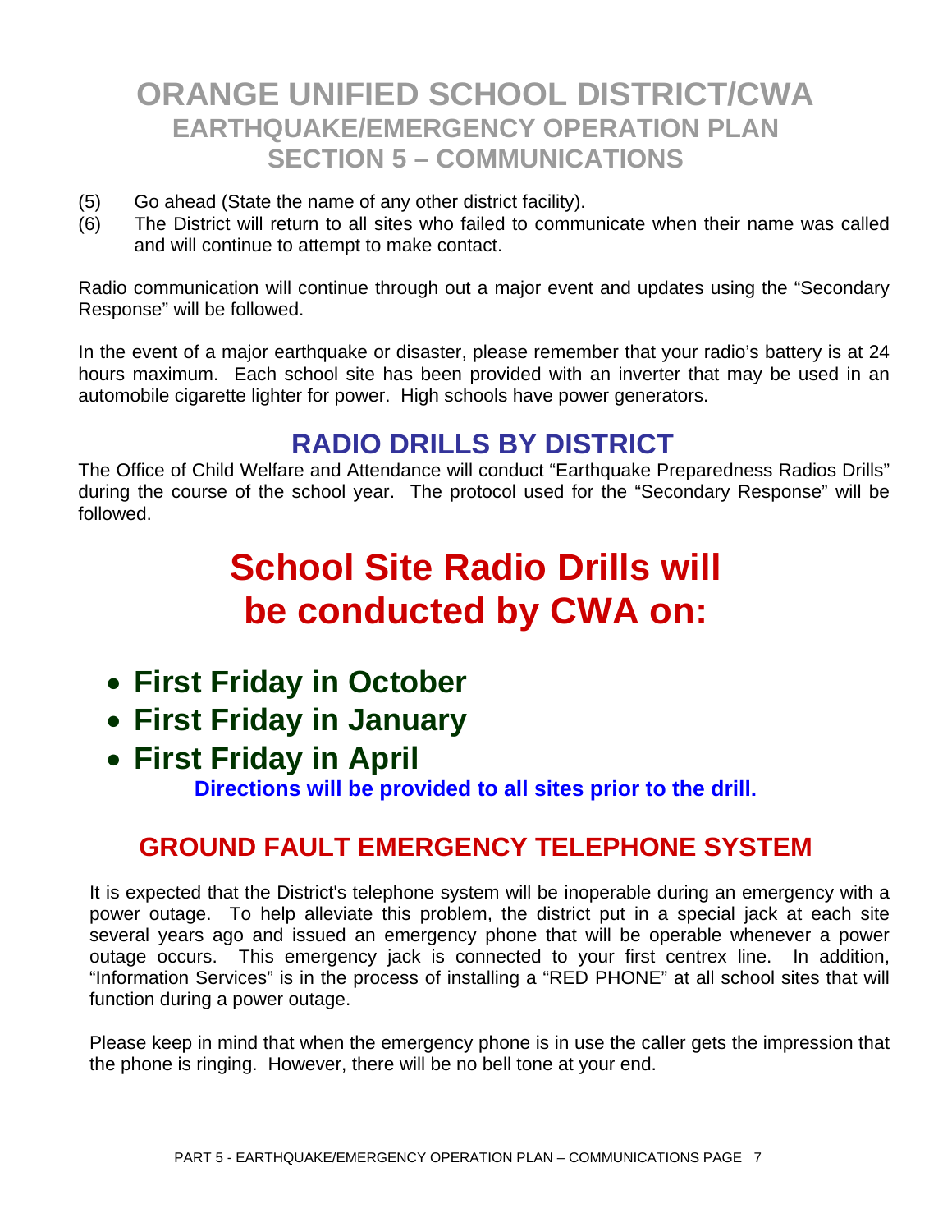# ORANGE UNIFIED SCHOOL DISTRICT/CWA
## EARTHQUAKE/EMERGENCY OPERATION PLAN
## SECTION 5 – COMMUNICATIONS

(5) Go ahead (State the name of any other district facility).
(6) The District will return to all sites who failed to communicate when their name was called and will continue to attempt to make contact.

Radio communication will continue through out a major event and updates using the "Secondary Response" will be followed.

In the event of a major earthquake or disaster, please remember that your radio's battery is at 24 hours maximum. Each school site has been provided with an inverter that may be used in an automobile cigarette lighter for power. High schools have power generators.

## RADIO DRILLS BY DISTRICT

The Office of Child Welfare and Attendance will conduct "Earthquake Preparedness Radios Drills" during the course of the school year. The protocol used for the "Secondary Response" will be followed.

# School Site Radio Drills will be conducted by CWA on:

- **First Friday in October**
- **First Friday in January**
- **First Friday in April**

**Directions will be provided to all sites prior to the drill.**

## GROUND FAULT EMERGENCY TELEPHONE SYSTEM

It is expected that the District's telephone system will be inoperable during an emergency with a power outage. To help alleviate this problem, the district put in a special jack at each site several years ago and issued an emergency phone that will be operable whenever a power outage occurs. This emergency jack is connected to your first centrex line. In addition, "Information Services" is in the process of installing a "RED PHONE" at all school sites that will function during a power outage.

Please keep in mind that when the emergency phone is in use the caller gets the impression that the phone is ringing. However, there will be no bell tone at your end.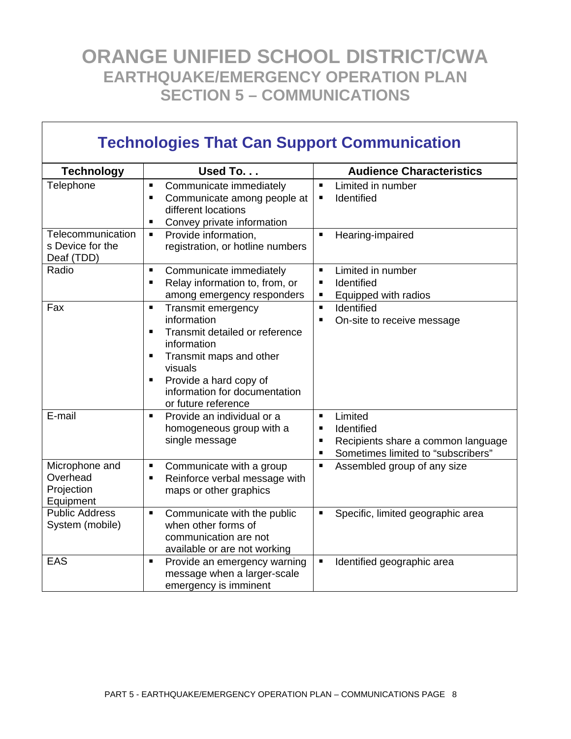# ORANGE UNIFIED SCHOOL DISTRICT/CWA
## EARTHQUAKE/EMERGENCY OPERATION PLAN
## SECTION 5 – COMMUNICATIONS

### Technologies That Can Support Communication

| Technology | Used To. . . | Audience Characteristics |
|---|---|---|
| Telephone | ▪ Communicate immediately<br>▪ Communicate among people at different locations<br>▪ Convey private information | ▪ Limited in number<br>▪ Identified |
| Telecommunications Device for the Deaf (TDD) | ▪ Provide information, registration, or hotline numbers | ▪ Hearing-impaired |
| Radio | ▪ Communicate immediately<br>▪ Relay information to, from, or among emergency responders | ▪ Limited in number<br>▪ Identified<br>▪ Equipped with radios |
| Fax | ▪ Transmit emergency information<br>▪ Transmit detailed or reference information<br>▪ Transmit maps and other visuals<br>▪ Provide a hard copy of information for documentation or future reference | ▪ Identified<br>▪ On-site to receive message |
| E-mail | ▪ Provide an individual or a homogeneous group with a single message | ▪ Limited<br>▪ Identified<br>▪ Recipients share a common language<br>▪ Sometimes limited to "subscribers" |
| Microphone and Overhead Projection Equipment | ▪ Communicate with a group<br>▪ Reinforce verbal message with maps or other graphics | ▪ Assembled group of any size |
| Public Address System (mobile) | ▪ Communicate with the public when other forms of communication are not available or are not working | ▪ Specific, limited geographic area |
| EAS | ▪ Provide an emergency warning message when a larger-scale emergency is imminent | ▪ Identified geographic area |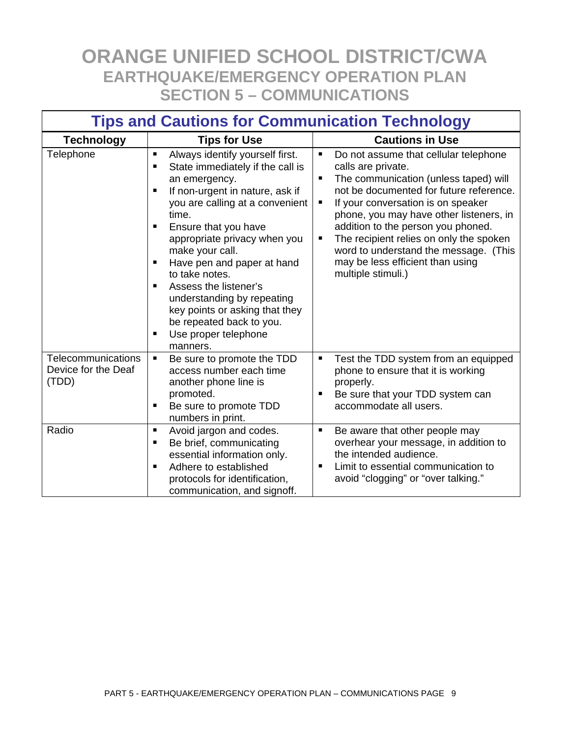# ORANGE UNIFIED SCHOOL DISTRICT/CWA
## EARTHQUAKE/EMERGENCY OPERATION PLAN
## SECTION 5 – COMMUNICATIONS

### Tips and Cautions for Communication Technology

| Technology | Tips for Use | Cautions in Use |
|---|---|---|
| Telephone | ▪ Always identify yourself first.<br>▪ State immediately if the call is an emergency.<br>▪ If non-urgent in nature, ask if you are calling at a convenient time.<br>▪ Ensure that you have appropriate privacy when you make your call.<br>▪ Have pen and paper at hand to take notes.<br>▪ Assess the listener's understanding by repeating key points or asking that they be repeated back to you.<br>▪ Use proper telephone manners. | ▪ Do not assume that cellular telephone calls are private.<br>▪ The communication (unless taped) will not be documented for future reference.<br>▪ If your conversation is on speaker phone, you may have other listeners, in addition to the person you phoned.<br>▪ The recipient relies on only the spoken word to understand the message. (This may be less efficient than using multiple stimuli.) |
| Telecommunications Device for the Deaf (TDD) | ▪ Be sure to promote the TDD access number each time another phone line is promoted.<br>▪ Be sure to promote TDD numbers in print. | ▪ Test the TDD system from an equipped phone to ensure that it is working properly.<br>▪ Be sure that your TDD system can accommodate all users. |
| Radio | ▪ Avoid jargon and codes.<br>▪ Be brief, communicating essential information only.<br>▪ Adhere to established protocols for identification, communication, and signoff. | ▪ Be aware that other people may overhear your message, in addition to the intended audience.<br>▪ Limit to essential communication to avoid "clogging" or "over talking." |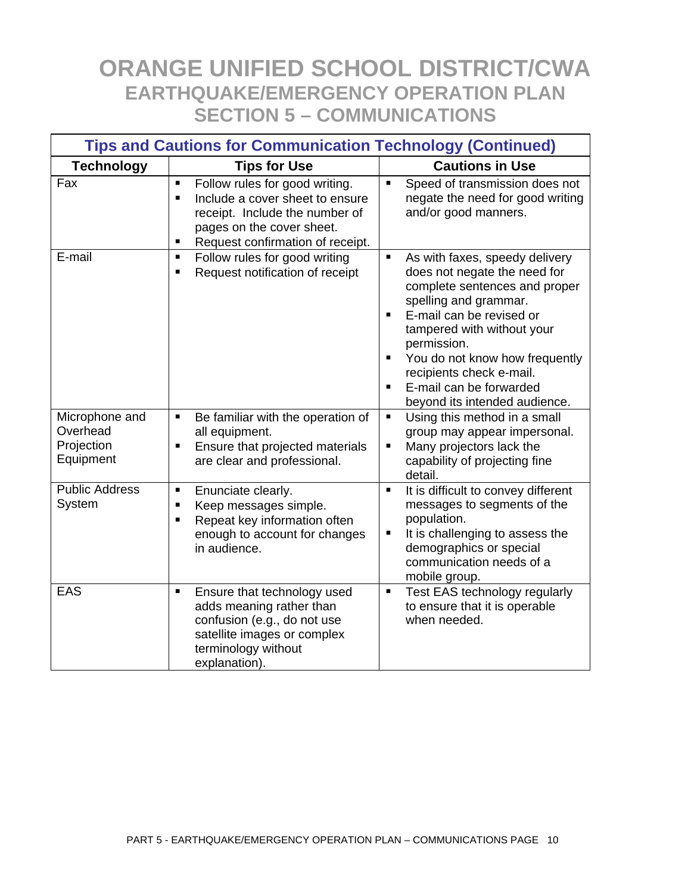# ORANGE UNIFIED SCHOOL DISTRICT/CWA
## EARTHQUAKE/EMERGENCY OPERATION PLAN
## SECTION 5 – COMMUNICATIONS

| Tips and Cautions for Communication Technology (Continued) | | |
|---|---|---|
| **Technology** | **Tips for Use** | **Cautions in Use** |
| Fax | ▪ Follow rules for good writing.<br>▪ Include a cover sheet to ensure receipt. Include the number of pages on the cover sheet.<br>▪ Request confirmation of receipt. | ▪ Speed of transmission does not negate the need for good writing and/or good manners. |
| E-mail | ▪ Follow rules for good writing<br>▪ Request notification of receipt | ▪ As with faxes, speedy delivery does not negate the need for complete sentences and proper spelling and grammar.<br>▪ E-mail can be revised or tampered with without your permission.<br>▪ You do not know how frequently recipients check e-mail.<br>▪ E-mail can be forwarded beyond its intended audience. |
| Microphone and Overhead Projection Equipment | ▪ Be familiar with the operation of all equipment.<br>▪ Ensure that projected materials are clear and professional. | ▪ Using this method in a small group may appear impersonal.<br>▪ Many projectors lack the capability of projecting fine detail. |
| Public Address System | ▪ Enunciate clearly.<br>▪ Keep messages simple.<br>▪ Repeat key information often enough to account for changes in audience. | ▪ It is difficult to convey different messages to segments of the population.<br>▪ It is challenging to assess the demographics or special communication needs of a mobile group. |
| EAS | ▪ Ensure that technology used adds meaning rather than confusion (e.g., do not use satellite images or complex terminology without explanation). | ▪ Test EAS technology regularly to ensure that it is operable when needed. |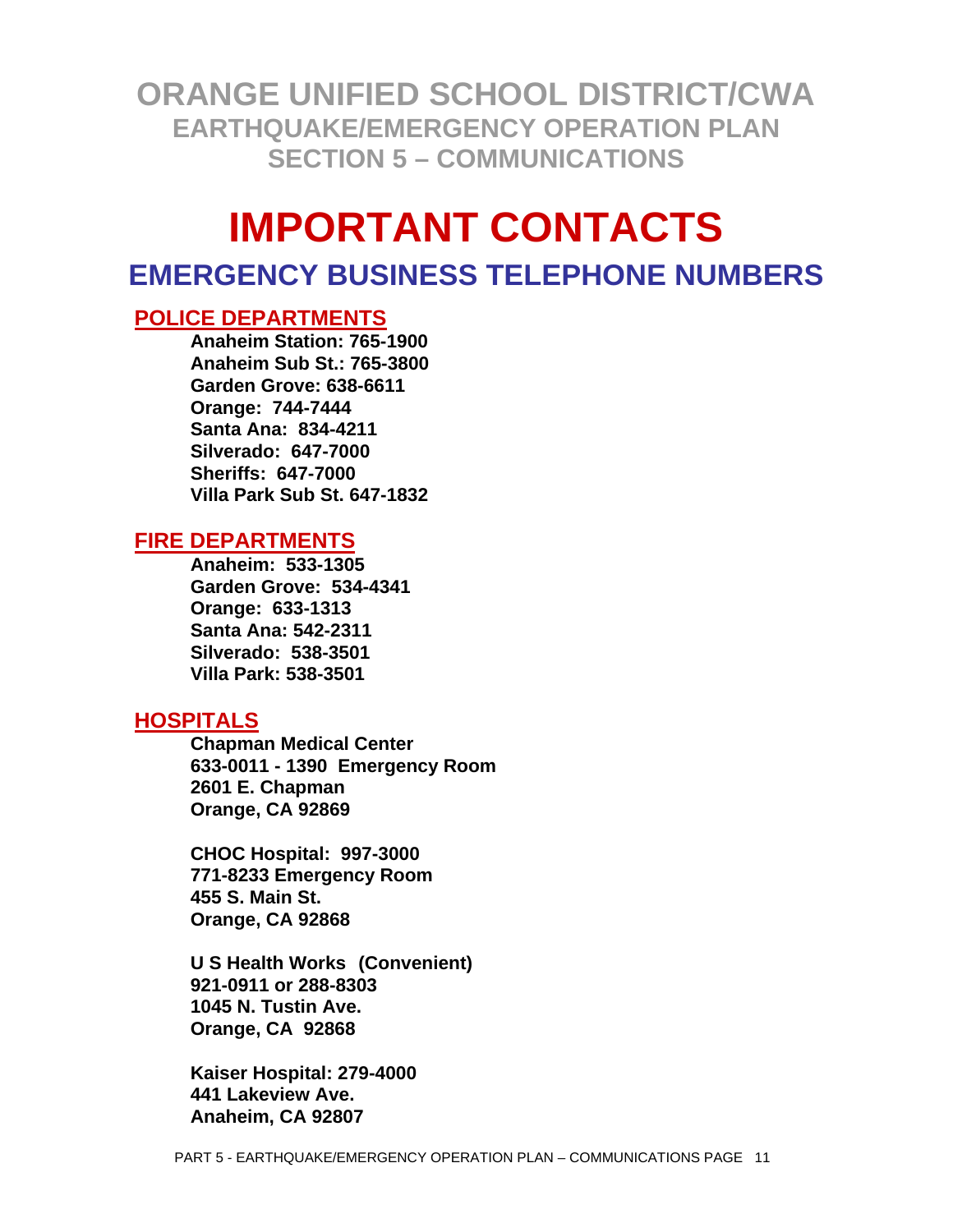# ORANGE UNIFIED SCHOOL DISTRICT/CWA

## EARTHQUAKE/EMERGENCY OPERATION PLAN

## SECTION 5 – COMMUNICATIONS

# IMPORTANT CONTACTS

## EMERGENCY BUSINESS TELEPHONE NUMBERS

### POLICE DEPARTMENTS

**Anaheim Station: 765-1900**
**Anaheim Sub St.: 765-3800**
**Garden Grove: 638-6611**
**Orange: 744-7444**
**Santa Ana: 834-4211**
**Silverado: 647-7000**
**Sheriffs: 647-7000**
**Villa Park Sub St. 647-1832**

### FIRE DEPARTMENTS

**Anaheim: 533-1305**
**Garden Grove: 534-4341**
**Orange: 633-1313**
**Santa Ana: 542-2311**
**Silverado: 538-3501**
**Villa Park: 538-3501**

### HOSPITALS

**Chapman Medical Center**
**633-0011 - 1390 Emergency Room**
**2601 E. Chapman**
**Orange, CA 92869**

**CHOC Hospital: 997-3000**
**771-8233 Emergency Room**
**455 S. Main St.**
**Orange, CA 92868**

**U S Health Works (Convenient)**
**921-0911 or 288-8303**
**1045 N. Tustin Ave.**
**Orange, CA 92868**

**Kaiser Hospital: 279-4000**
**441 Lakeview Ave.**
**Anaheim, CA 92807**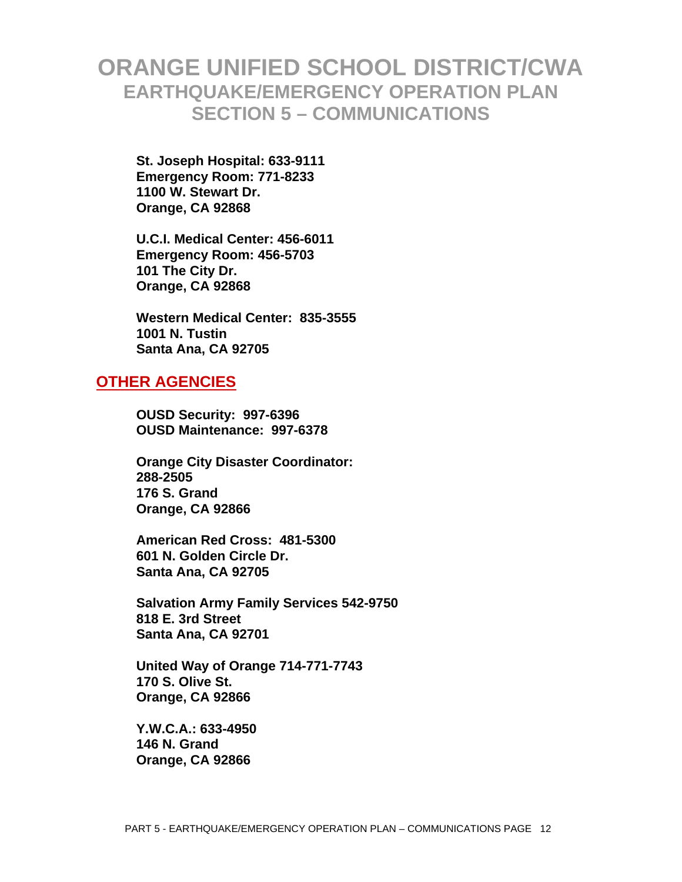# ORANGE UNIFIED SCHOOL DISTRICT/CWA
## EARTHQUAKE/EMERGENCY OPERATION PLAN
## SECTION 5 – COMMUNICATIONS

**St. Joseph Hospital: 633-9111**
**Emergency Room: 771-8233**
**1100 W. Stewart Dr.**
**Orange, CA 92868**

**U.C.I. Medical Center: 456-6011**
**Emergency Room: 456-5703**
**101 The City Dr.**
**Orange, CA 92868**

**Western Medical Center: 835-3555**
**1001 N. Tustin**
**Santa Ana, CA 92705**

## OTHER AGENCIES

**OUSD Security: 997-6396**
**OUSD Maintenance: 997-6378**

**Orange City Disaster Coordinator:**
**288-2505**
**176 S. Grand**
**Orange, CA 92866**

**American Red Cross: 481-5300**
**601 N. Golden Circle Dr.**
**Santa Ana, CA 92705**

**Salvation Army Family Services 542-9750**
**818 E. 3rd Street**
**Santa Ana, CA 92701**

**United Way of Orange 714-771-7743**
**170 S. Olive St.**
**Orange, CA 92866**

**Y.W.C.A.: 633-4950**
**146 N. Grand**
**Orange, CA 92866**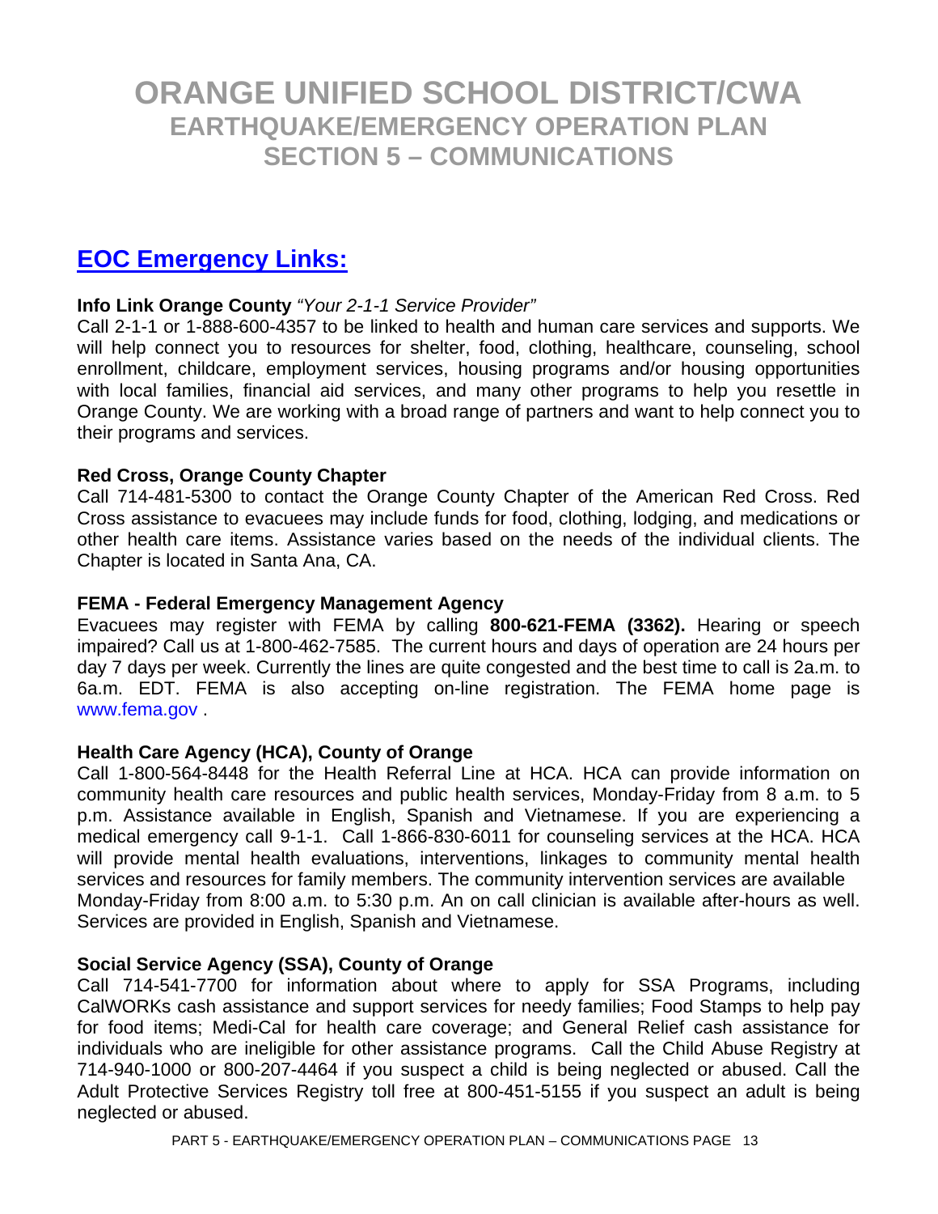# ORANGE UNIFIED SCHOOL DISTRICT/CWA
## EARTHQUAKE/EMERGENCY OPERATION PLAN
## SECTION 5 – COMMUNICATIONS

## EOC Emergency Links:

**Info Link Orange County** *"Your 2-1-1 Service Provider"*
Call 2-1-1 or 1-888-600-4357 to be linked to health and human care services and supports. We will help connect you to resources for shelter, food, clothing, healthcare, counseling, school enrollment, childcare, employment services, housing programs and/or housing opportunities with local families, financial aid services, and many other programs to help you resettle in Orange County. We are working with a broad range of partners and want to help connect you to their programs and services.

**Red Cross, Orange County Chapter**
Call 714-481-5300 to contact the Orange County Chapter of the American Red Cross. Red Cross assistance to evacuees may include funds for food, clothing, lodging, and medications or other health care items. Assistance varies based on the needs of the individual clients. The Chapter is located in Santa Ana, CA.

**FEMA - Federal Emergency Management Agency**
Evacuees may register with FEMA by calling **800-621-FEMA (3362).** Hearing or speech impaired? Call us at 1-800-462-7585. The current hours and days of operation are 24 hours per day 7 days per week. Currently the lines are quite congested and the best time to call is 2a.m. to 6a.m. EDT. FEMA is also accepting on-line registration. The FEMA home page is www.fema.gov .

**Health Care Agency (HCA), County of Orange**
Call 1-800-564-8448 for the Health Referral Line at HCA. HCA can provide information on community health care resources and public health services, Monday-Friday from 8 a.m. to 5 p.m. Assistance available in English, Spanish and Vietnamese. If you are experiencing a medical emergency call 9-1-1. Call 1-866-830-6011 for counseling services at the HCA. HCA will provide mental health evaluations, interventions, linkages to community mental health services and resources for family members. The community intervention services are available Monday-Friday from 8:00 a.m. to 5:30 p.m. An on call clinician is available after-hours as well. Services are provided in English, Spanish and Vietnamese.

**Social Service Agency (SSA), County of Orange**
Call 714-541-7700 for information about where to apply for SSA Programs, including CalWORKs cash assistance and support services for needy families; Food Stamps to help pay for food items; Medi-Cal for health care coverage; and General Relief cash assistance for individuals who are ineligible for other assistance programs. Call the Child Abuse Registry at 714-940-1000 or 800-207-4464 if you suspect a child is being neglected or abused. Call the Adult Protective Services Registry toll free at 800-451-5155 if you suspect an adult is being neglected or abused.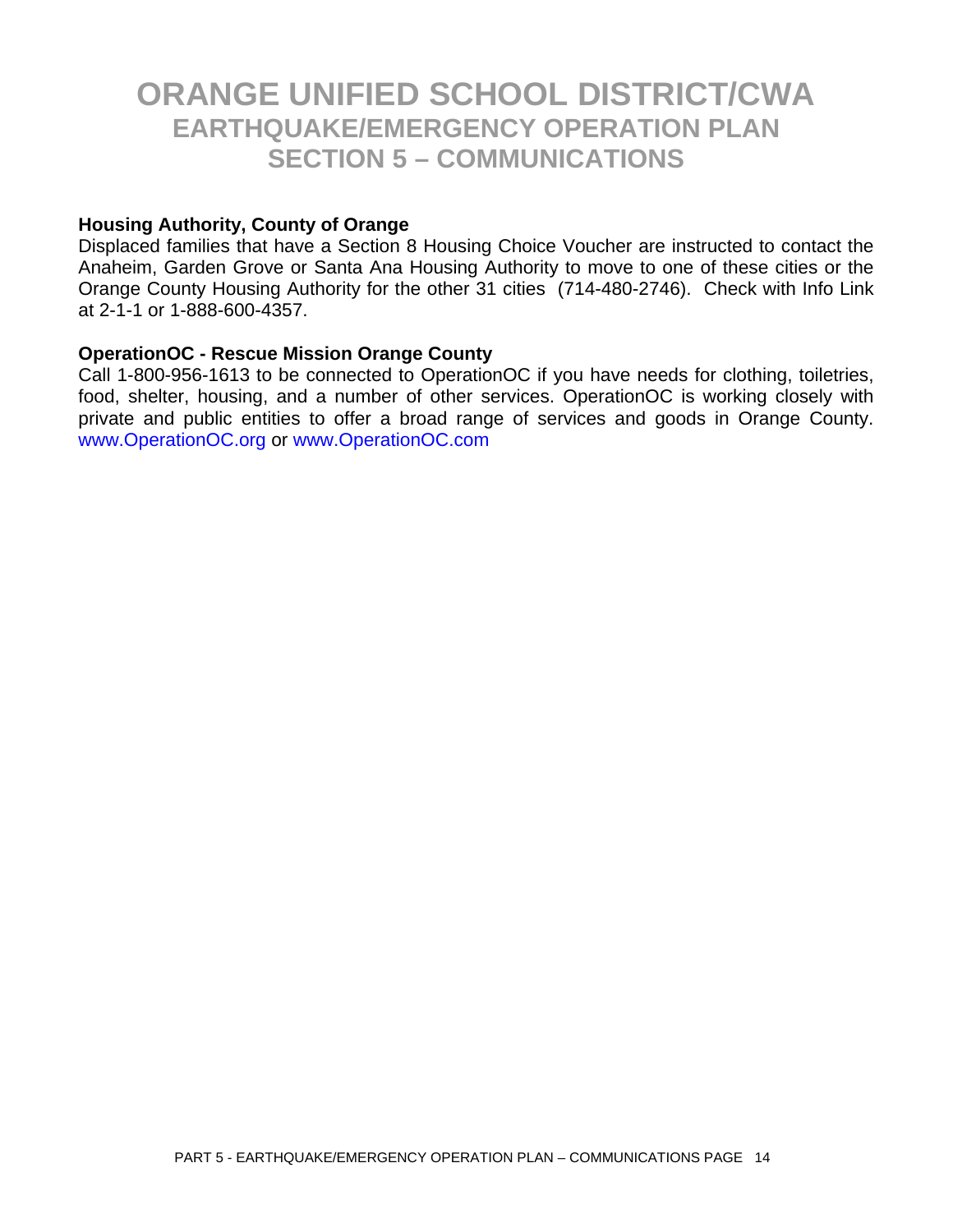# ORANGE UNIFIED SCHOOL DISTRICT/CWA
## EARTHQUAKE/EMERGENCY OPERATION PLAN
## SECTION 5 – COMMUNICATIONS

**Housing Authority, County of Orange**
Displaced families that have a Section 8 Housing Choice Voucher are instructed to contact the Anaheim, Garden Grove or Santa Ana Housing Authority to move to one of these cities or the Orange County Housing Authority for the other 31 cities (714-480-2746). Check with Info Link at 2-1-1 or 1-888-600-4357.

**OperationOC - Rescue Mission Orange County**
Call 1-800-956-1613 to be connected to OperationOC if you have needs for clothing, toiletries, food, shelter, housing, and a number of other services. OperationOC is working closely with private and public entities to offer a broad range of services and goods in Orange County. www.OperationOC.org or www.OperationOC.com